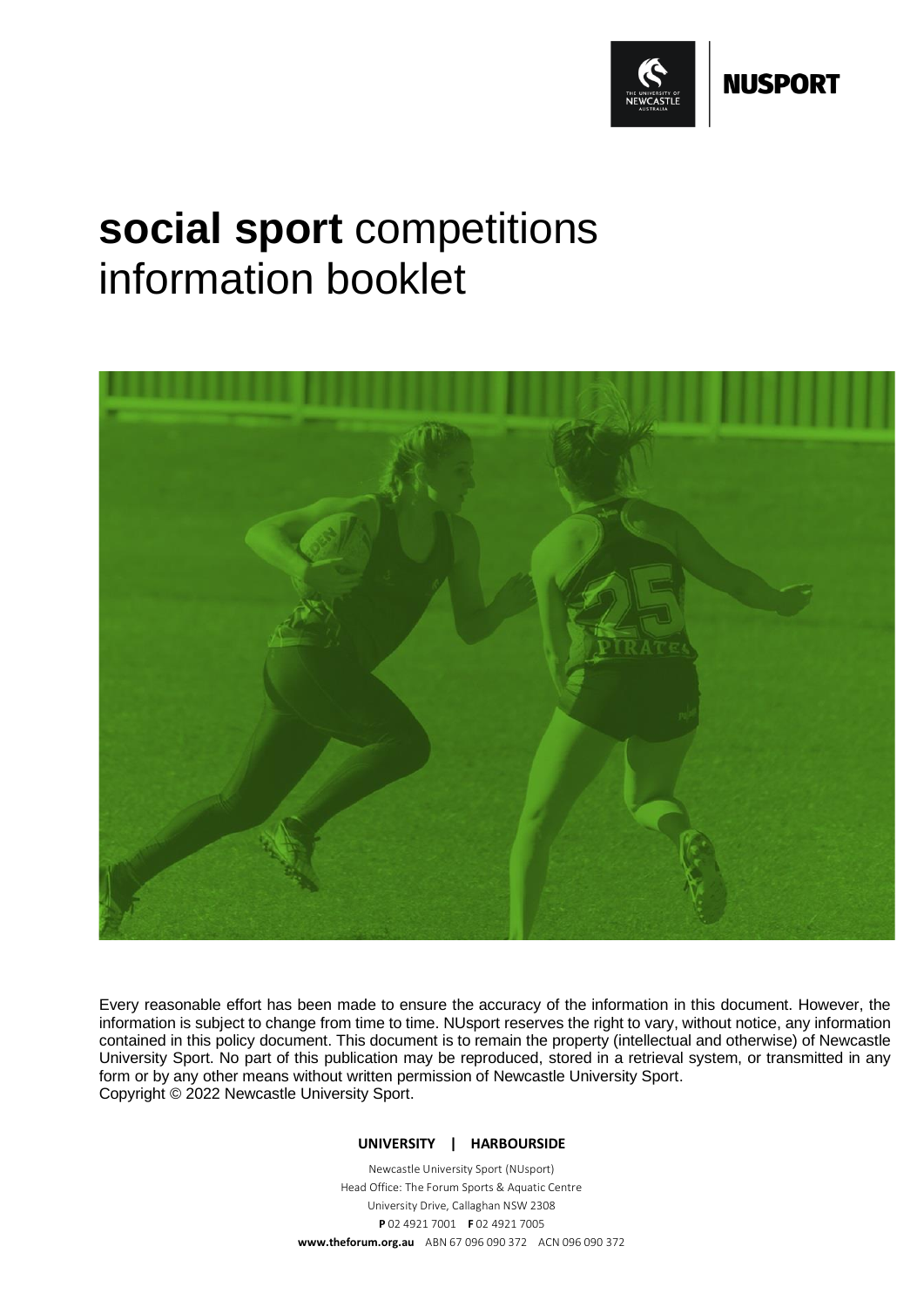NUSPORT

# **social sport** competitions information booklet

Every reasonable effort has been made to ensure the accuracy of the information in this document. However, the information is subject to change from time to time. NUsport reserves the right to vary, without notice, any information contained in this policy document. This document is to remain the property (intellectual and otherwise) of Newcastle University Sport. No part of this publication may be reproduced, stored in a retrieval system, or transmitted in any form or by any other means without written permission of Newcastle University Sport.
Copyright © 2022 Newcastle University Sport.

**UNIVERSITY | HARBOURSIDE**

Newcastle University Sport (NUsport)
Head Office: The Forum Sports & Aquatic Centre
University Drive, Callaghan NSW 2308
**P** 02 4921 7001 **F** 02 4921 7005
**www.theforum.org.au** ABN 67 096 090 372 ACN 096 090 372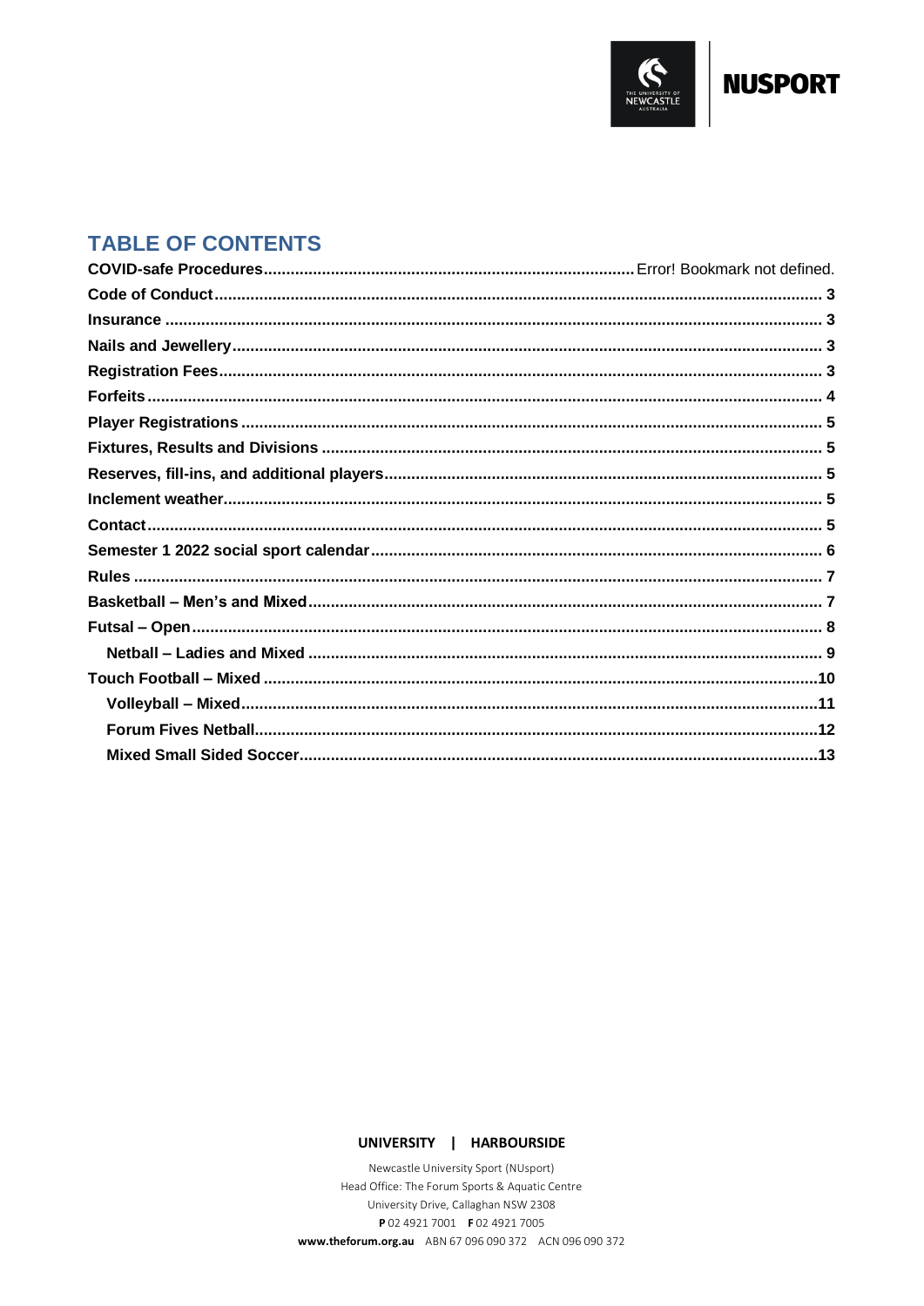## TABLE OF CONTENTS

**COVID-safe Procedures** ........ Error! Bookmark not defined.
**Code of Conduct** ........ 3
**Insurance** ........ 3
**Nails and Jewellery** ........ 3
**Registration Fees** ........ 3
**Forfeits** ........ 4
**Player Registrations** ........ 5
**Fixtures, Results and Divisions** ........ 5
**Reserves, fill-ins, and additional players** ........ 5
**Inclement weather** ........ 5
**Contact** ........ 5
**Semester 1 2022 social sport calendar** ........ 6
**Rules** ........ 7
**Basketball – Men's and Mixed** ........ 7
**Futsal – Open** ........ 8
  **Netball – Ladies and Mixed** ........ 9
**Touch Football – Mixed** ........ 10
  **Volleyball – Mixed** ........ 11
  **Forum Fives Netball** ........ 12
  **Mixed Small Sided Soccer** ........ 13

**UNIVERSITY | HARBOURSIDE**

Newcastle University Sport (NUsport)
Head Office: The Forum Sports & Aquatic Centre
University Drive, Callaghan NSW 2308
**P** 02 4921 7001 **F** 02 4921 7005
**www.theforum.org.au** ABN 67 096 090 372 ACN 096 090 372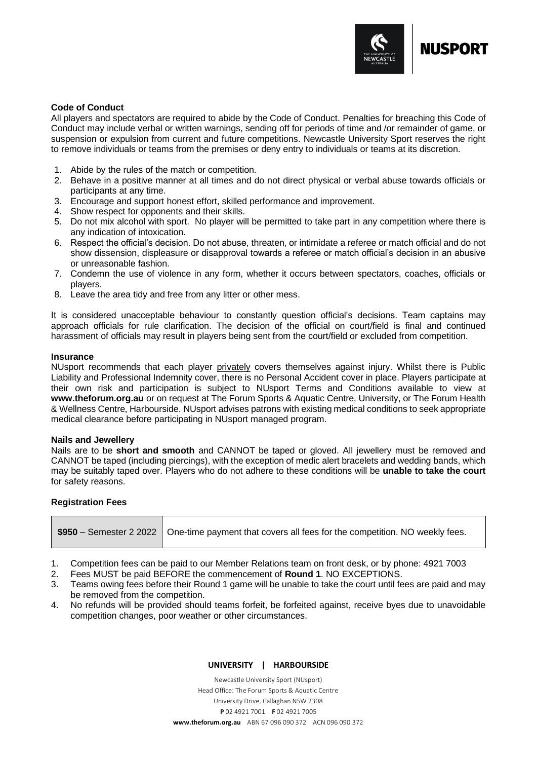### Code of Conduct

All players and spectators are required to abide by the Code of Conduct. Penalties for breaching this Code of Conduct may include verbal or written warnings, sending off for periods of time and /or remainder of game, or suspension or expulsion from current and future competitions. Newcastle University Sport reserves the right to remove individuals or teams from the premises or deny entry to individuals or teams at its discretion.

1. Abide by the rules of the match or competition.
2. Behave in a positive manner at all times and do not direct physical or verbal abuse towards officials or participants at any time.
3. Encourage and support honest effort, skilled performance and improvement.
4. Show respect for opponents and their skills.
5. Do not mix alcohol with sport. No player will be permitted to take part in any competition where there is any indication of intoxication.
6. Respect the official's decision. Do not abuse, threaten, or intimidate a referee or match official and do not show dissension, displeasure or disapproval towards a referee or match official's decision in an abusive or unreasonable fashion.
7. Condemn the use of violence in any form, whether it occurs between spectators, coaches, officials or players.
8. Leave the area tidy and free from any litter or other mess.

It is considered unacceptable behaviour to constantly question official's decisions. Team captains may approach officials for rule clarification. The decision of the official on court/field is final and continued harassment of officials may result in players being sent from the court/field or excluded from competition.

### Insurance

NUsport recommends that each player privately covers themselves against injury. Whilst there is Public Liability and Professional Indemnity cover, there is no Personal Accident cover in place. Players participate at their own risk and participation is subject to NUsport Terms and Conditions available to view at **www.theforum.org.au** or on request at The Forum Sports & Aquatic Centre, University, or The Forum Health & Wellness Centre, Harbourside. NUsport advises patrons with existing medical conditions to seek appropriate medical clearance before participating in NUsport managed program.

### Nails and Jewellery

Nails are to be **short and smooth** and CANNOT be taped or gloved. All jewellery must be removed and CANNOT be taped (including piercings), with the exception of medic alert bracelets and wedding bands, which may be suitably taped over. Players who do not adhere to these conditions will be **unable to take the court** for safety reasons.

### Registration Fees

| **$950** – Semester 2 2022 | One-time payment that covers all fees for the competition. NO weekly fees. |
|---|---|

1. Competition fees can be paid to our Member Relations team on front desk, or by phone: 4921 7003
2. Fees MUST be paid BEFORE the commencement of **Round 1**. NO EXCEPTIONS.
3. Teams owing fees before their Round 1 game will be unable to take the court until fees are paid and may be removed from the competition.
4. No refunds will be provided should teams forfeit, be forfeited against, receive byes due to unavoidable competition changes, poor weather or other circumstances.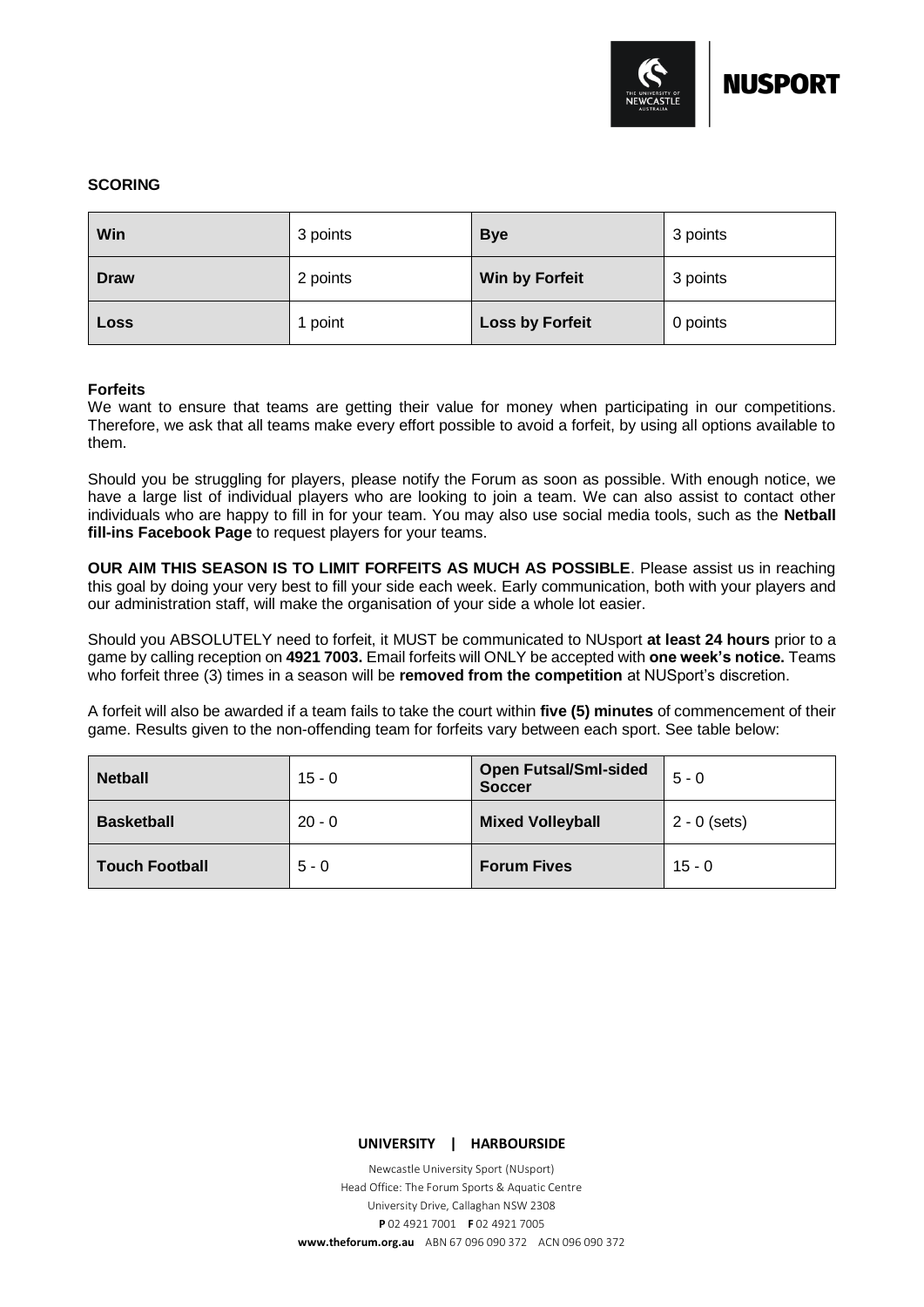**SCORING**

| Win | 3 points | Bye | 3 points |
|---|---|---|---|
| **Draw** | 2 points | **Win by Forfeit** | 3 points |
| **Loss** | 1 point | **Loss by Forfeit** | 0 points |

**Forfeits**

We want to ensure that teams are getting their value for money when participating in our competitions. Therefore, we ask that all teams make every effort possible to avoid a forfeit, by using all options available to them.

Should you be struggling for players, please notify the Forum as soon as possible. With enough notice, we have a large list of individual players who are looking to join a team. We can also assist to contact other individuals who are happy to fill in for your team. You may also use social media tools, such as the **Netball fill-ins Facebook Page** to request players for your teams.

**OUR AIM THIS SEASON IS TO LIMIT FORFEITS AS MUCH AS POSSIBLE**. Please assist us in reaching this goal by doing your very best to fill your side each week. Early communication, both with your players and our administration staff, will make the organisation of your side a whole lot easier.

Should you ABSOLUTELY need to forfeit, it MUST be communicated to NUsport **at least 24 hours** prior to a game by calling reception on **4921 7003.** Email forfeits will ONLY be accepted with **one week's notice.** Teams who forfeit three (3) times in a season will be **removed from the competition** at NUSport's discretion.

A forfeit will also be awarded if a team fails to take the court within **five (5) minutes** of commencement of their game. Results given to the non-offending team for forfeits vary between each sport. See table below:

| Netball | 15 - 0 | Open Futsal/Sml-sided Soccer | 5 - 0 |
|---|---|---|---|
| **Basketball** | 20 - 0 | **Mixed Volleyball** | 2 - 0 (sets) |
| **Touch Football** | 5 - 0 | **Forum Fives** | 15 - 0 |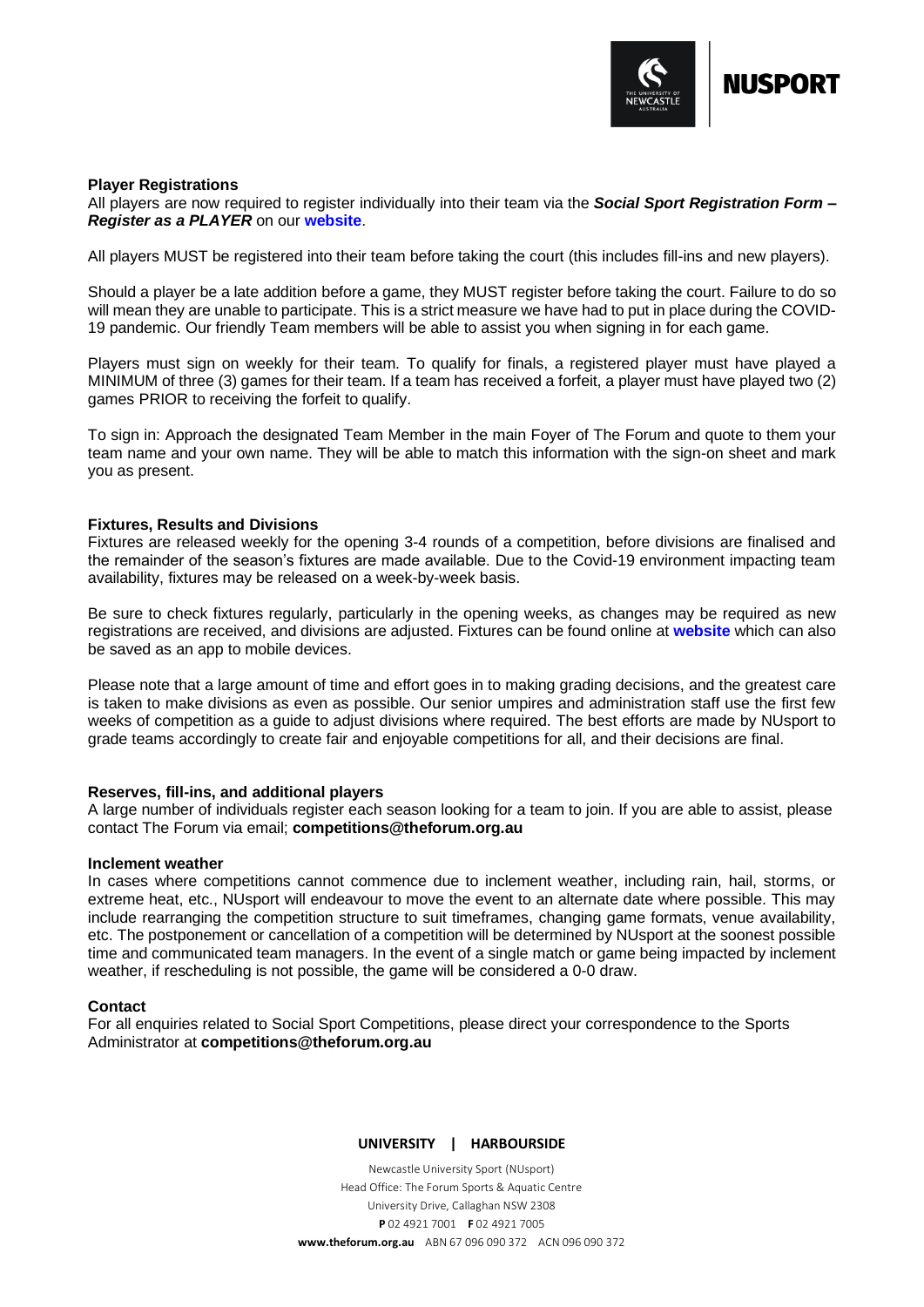### Player Registrations

All players are now required to register individually into their team via the ***Social Sport Registration Form – Register as a PLAYER*** on our **website**.

All players MUST be registered into their team before taking the court (this includes fill-ins and new players).

Should a player be a late addition before a game, they MUST register before taking the court. Failure to do so will mean they are unable to participate. This is a strict measure we have had to put in place during the COVID-19 pandemic. Our friendly Team members will be able to assist you when signing in for each game.

Players must sign on weekly for their team. To qualify for finals, a registered player must have played a MINIMUM of three (3) games for their team. If a team has received a forfeit, a player must have played two (2) games PRIOR to receiving the forfeit to qualify.

To sign in: Approach the designated Team Member in the main Foyer of The Forum and quote to them your team name and your own name. They will be able to match this information with the sign-on sheet and mark you as present.

### Fixtures, Results and Divisions

Fixtures are released weekly for the opening 3-4 rounds of a competition, before divisions are finalised and the remainder of the season's fixtures are made available. Due to the Covid-19 environment impacting team availability, fixtures may be released on a week-by-week basis.

Be sure to check fixtures regularly, particularly in the opening weeks, as changes may be required as new registrations are received, and divisions are adjusted. Fixtures can be found online at **website** which can also be saved as an app to mobile devices.

Please note that a large amount of time and effort goes in to making grading decisions, and the greatest care is taken to make divisions as even as possible. Our senior umpires and administration staff use the first few weeks of competition as a guide to adjust divisions where required. The best efforts are made by NUsport to grade teams accordingly to create fair and enjoyable competitions for all, and their decisions are final.

### Reserves, fill-ins, and additional players

A large number of individuals register each season looking for a team to join. If you are able to assist, please contact The Forum via email; **competitions@theforum.org.au**

### Inclement weather

In cases where competitions cannot commence due to inclement weather, including rain, hail, storms, or extreme heat, etc., NUsport will endeavour to move the event to an alternate date where possible. This may include rearranging the competition structure to suit timeframes, changing game formats, venue availability, etc. The postponement or cancellation of a competition will be determined by NUsport at the soonest possible time and communicated team managers. In the event of a single match or game being impacted by inclement weather, if rescheduling is not possible, the game will be considered a 0-0 draw.

### Contact

For all enquiries related to Social Sport Competitions, please direct your correspondence to the Sports Administrator at **competitions@theforum.org.au**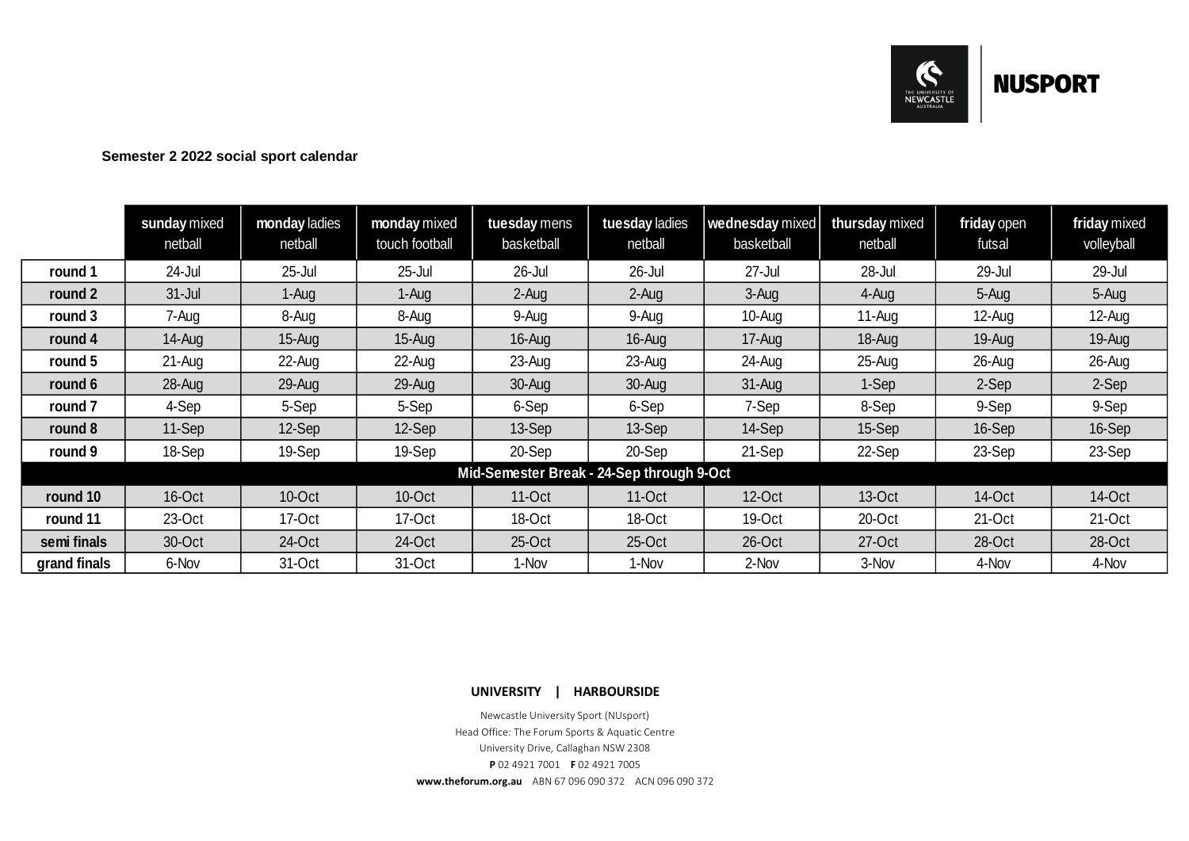NUSPORT

**Semester 2 2022 social sport calendar**

| | **sunday** mixed netball | **monday** ladies netball | **monday** mixed touch football | **tuesday** mens basketball | **tuesday** ladies netball | **wednesday** mixed basketball | **thursday** mixed netball | **friday** open futsal | **friday** mixed volleyball |
|---|---|---|---|---|---|---|---|---|---|
| **round 1** | 24-Jul | 25-Jul | 25-Jul | 26-Jul | 26-Jul | 27-Jul | 28-Jul | 29-Jul | 29-Jul |
| **round 2** | 31-Jul | 1-Aug | 1-Aug | 2-Aug | 2-Aug | 3-Aug | 4-Aug | 5-Aug | 5-Aug |
| **round 3** | 7-Aug | 8-Aug | 8-Aug | 9-Aug | 9-Aug | 10-Aug | 11-Aug | 12-Aug | 12-Aug |
| **round 4** | 14-Aug | 15-Aug | 15-Aug | 16-Aug | 16-Aug | 17-Aug | 18-Aug | 19-Aug | 19-Aug |
| **round 5** | 21-Aug | 22-Aug | 22-Aug | 23-Aug | 23-Aug | 24-Aug | 25-Aug | 26-Aug | 26-Aug |
| **round 6** | 28-Aug | 29-Aug | 29-Aug | 30-Aug | 30-Aug | 31-Aug | 1-Sep | 2-Sep | 2-Sep |
| **round 7** | 4-Sep | 5-Sep | 5-Sep | 6-Sep | 6-Sep | 7-Sep | 8-Sep | 9-Sep | 9-Sep |
| **round 8** | 11-Sep | 12-Sep | 12-Sep | 13-Sep | 13-Sep | 14-Sep | 15-Sep | 16-Sep | 16-Sep |
| **round 9** | 18-Sep | 19-Sep | 19-Sep | 20-Sep | 20-Sep | 21-Sep | 22-Sep | 23-Sep | 23-Sep |
| **Mid-Semester Break - 24-Sep through 9-Oct** | | | | | | | | | |
| **round 10** | 16-Oct | 10-Oct | 10-Oct | 11-Oct | 11-Oct | 12-Oct | 13-Oct | 14-Oct | 14-Oct |
| **round 11** | 23-Oct | 17-Oct | 17-Oct | 18-Oct | 18-Oct | 19-Oct | 20-Oct | 21-Oct | 21-Oct |
| **semi finals** | 30-Oct | 24-Oct | 24-Oct | 25-Oct | 25-Oct | 26-Oct | 27-Oct | 28-Oct | 28-Oct |
| **grand finals** | 6-Nov | 31-Oct | 31-Oct | 1-Nov | 1-Nov | 2-Nov | 3-Nov | 4-Nov | 4-Nov |

**UNIVERSITY | HARBOURSIDE**

Newcastle University Sport (NUsport)
Head Office: The Forum Sports & Aquatic Centre
University Drive, Callaghan NSW 2308
**P** 02 4921 7001 **F** 02 4921 7005
**www.theforum.org.au** ABN 67 096 090 372 ACN 096 090 372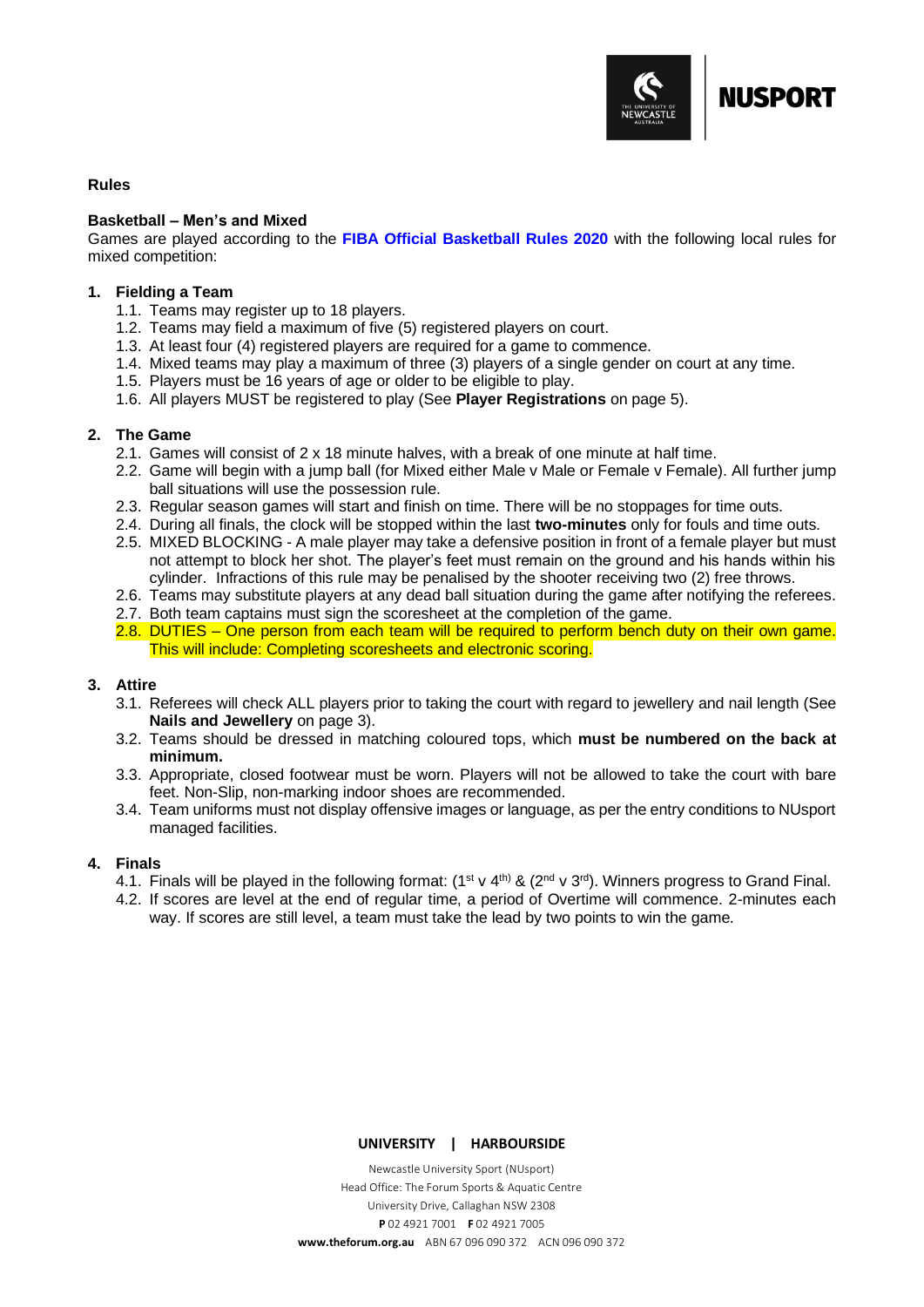## Rules

### Basketball – Men's and Mixed

Games are played according to the **FIBA Official Basketball Rules 2020** with the following local rules for mixed competition:

**1. Fielding a Team**

1.1. Teams may register up to 18 players.
1.2. Teams may field a maximum of five (5) registered players on court.
1.3. At least four (4) registered players are required for a game to commence.
1.4. Mixed teams may play a maximum of three (3) players of a single gender on court at any time.
1.5. Players must be 16 years of age or older to be eligible to play.
1.6. All players MUST be registered to play (See **Player Registrations** on page 5).

**2. The Game**

2.1. Games will consist of 2 x 18 minute halves, with a break of one minute at half time.
2.2. Game will begin with a jump ball (for Mixed either Male v Male or Female v Female). All further jump ball situations will use the possession rule.
2.3. Regular season games will start and finish on time. There will be no stoppages for time outs.
2.4. During all finals, the clock will be stopped within the last **two-minutes** only for fouls and time outs.
2.5. MIXED BLOCKING - A male player may take a defensive position in front of a female player but must not attempt to block her shot. The player's feet must remain on the ground and his hands within his cylinder. Infractions of this rule may be penalised by the shooter receiving two (2) free throws.
2.6. Teams may substitute players at any dead ball situation during the game after notifying the referees.
2.7. Both team captains must sign the scoresheet at the completion of the game.
2.8. DUTIES – One person from each team will be required to perform bench duty on their own game. This will include: Completing scoresheets and electronic scoring.

**3. Attire**

3.1. Referees will check ALL players prior to taking the court with regard to jewellery and nail length (See **Nails and Jewellery** on page 3).
3.2. Teams should be dressed in matching coloured tops, which **must be numbered on the back at minimum.**
3.3. Appropriate, closed footwear must be worn. Players will not be allowed to take the court with bare feet. Non-Slip, non-marking indoor shoes are recommended.
3.4. Team uniforms must not display offensive images or language, as per the entry conditions to NUsport managed facilities.

**4. Finals**

4.1. Finals will be played in the following format: (1st v 4th) & (2nd v 3rd). Winners progress to Grand Final.
4.2. If scores are level at the end of regular time, a period of Overtime will commence. 2-minutes each way. If scores are still level, a team must take the lead by two points to win the game.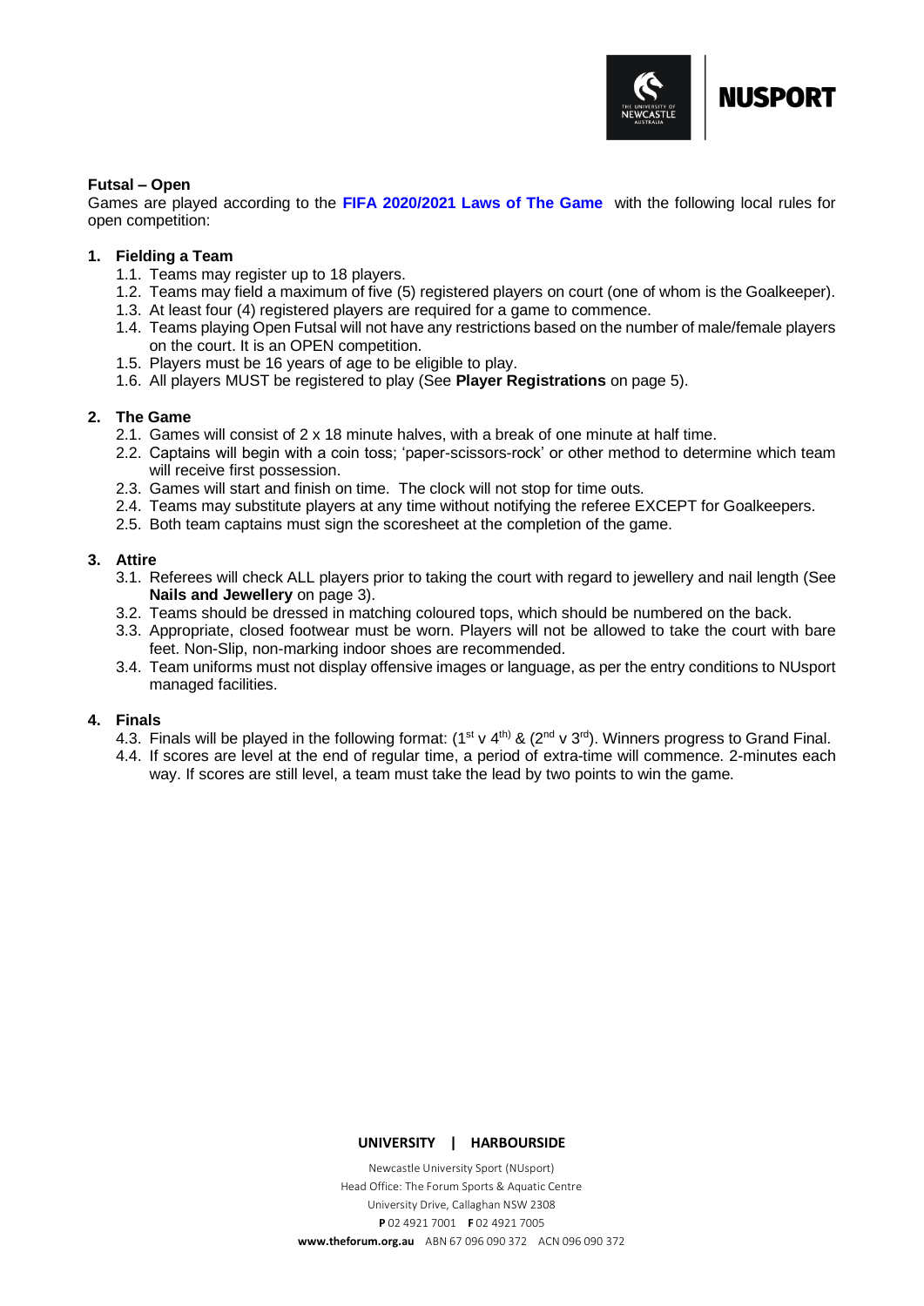**Futsal – Open**

Games are played according to the **FIFA 2020/2021 Laws of The Game** with the following local rules for open competition:

**1. Fielding a Team**

1.1. Teams may register up to 18 players.

1.2. Teams may field a maximum of five (5) registered players on court (one of whom is the Goalkeeper).

1.3. At least four (4) registered players are required for a game to commence.

1.4. Teams playing Open Futsal will not have any restrictions based on the number of male/female players on the court. It is an OPEN competition.

1.5. Players must be 16 years of age to be eligible to play.

1.6. All players MUST be registered to play (See **Player Registrations** on page 5).

**2. The Game**

2.1. Games will consist of 2 x 18 minute halves, with a break of one minute at half time.

2.2. Captains will begin with a coin toss; 'paper-scissors-rock' or other method to determine which team will receive first possession.

2.3. Games will start and finish on time. The clock will not stop for time outs.

2.4. Teams may substitute players at any time without notifying the referee EXCEPT for Goalkeepers.

2.5. Both team captains must sign the scoresheet at the completion of the game.

**3. Attire**

3.1. Referees will check ALL players prior to taking the court with regard to jewellery and nail length (See **Nails and Jewellery** on page 3).

3.2. Teams should be dressed in matching coloured tops, which should be numbered on the back.

3.3. Appropriate, closed footwear must be worn. Players will not be allowed to take the court with bare feet. Non-Slip, non-marking indoor shoes are recommended.

3.4. Team uniforms must not display offensive images or language, as per the entry conditions to NUsport managed facilities.

**4. Finals**

4.3. Finals will be played in the following format: (1st v 4th) & (2nd v 3rd). Winners progress to Grand Final.

4.4. If scores are level at the end of regular time, a period of extra-time will commence. 2-minutes each way. If scores are still level, a team must take the lead by two points to win the game.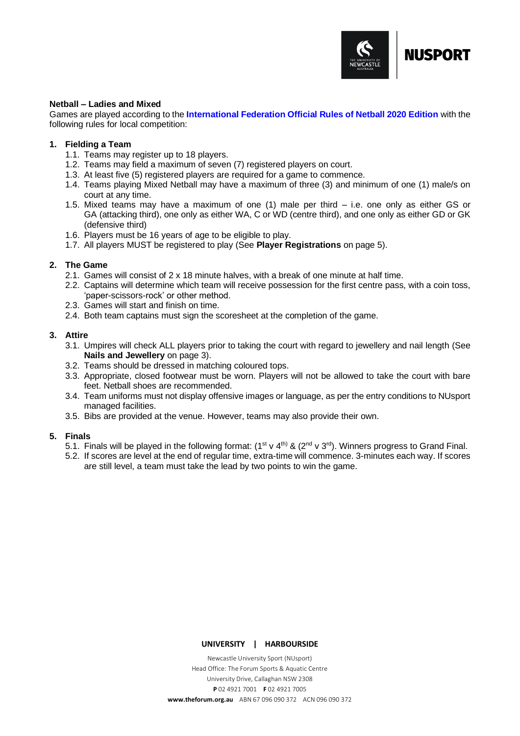**Netball – Ladies and Mixed**

Games are played according to the **International Federation Official Rules of Netball 2020 Edition** with the following rules for local competition:

**1. Fielding a Team**

1.1. Teams may register up to 18 players.

1.2. Teams may field a maximum of seven (7) registered players on court.

1.3. At least five (5) registered players are required for a game to commence.

1.4. Teams playing Mixed Netball may have a maximum of three (3) and minimum of one (1) male/s on court at any time.

1.5. Mixed teams may have a maximum of one (1) male per third – i.e. one only as either GS or GA (attacking third), one only as either WA, C or WD (centre third), and one only as either GD or GK (defensive third)

1.6. Players must be 16 years of age to be eligible to play.

1.7. All players MUST be registered to play (See **Player Registrations** on page 5).

**2. The Game**

2.1. Games will consist of 2 x 18 minute halves, with a break of one minute at half time.

2.2. Captains will determine which team will receive possession for the first centre pass, with a coin toss, 'paper-scissors-rock' or other method.

2.3. Games will start and finish on time.

2.4. Both team captains must sign the scoresheet at the completion of the game.

**3. Attire**

3.1. Umpires will check ALL players prior to taking the court with regard to jewellery and nail length (See **Nails and Jewellery** on page 3).

3.2. Teams should be dressed in matching coloured tops.

3.3. Appropriate, closed footwear must be worn. Players will not be allowed to take the court with bare feet. Netball shoes are recommended.

3.4. Team uniforms must not display offensive images or language, as per the entry conditions to NUsport managed facilities.

3.5. Bibs are provided at the venue. However, teams may also provide their own.

**5. Finals**

5.1. Finals will be played in the following format: (1st v 4th) & (2nd v 3rd). Winners progress to Grand Final.

5.2. If scores are level at the end of regular time, extra-time will commence. 3-minutes each way. If scores are still level, a team must take the lead by two points to win the game.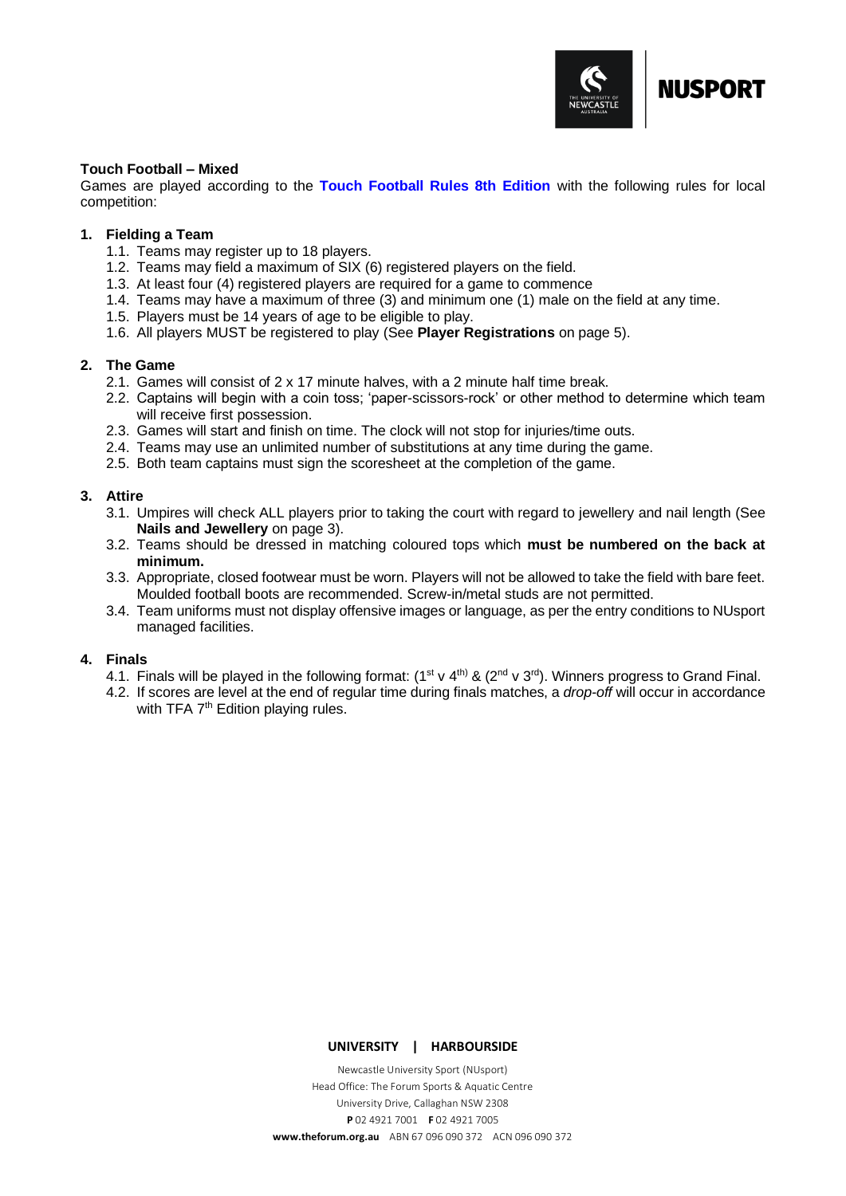## Touch Football – Mixed

Games are played according to the **Touch Football Rules 8th Edition** with the following rules for local competition:

### 1. Fielding a Team

1.1. Teams may register up to 18 players.

1.2. Teams may field a maximum of SIX (6) registered players on the field.

1.3. At least four (4) registered players are required for a game to commence

1.4. Teams may have a maximum of three (3) and minimum one (1) male on the field at any time.

1.5. Players must be 14 years of age to be eligible to play.

1.6. All players MUST be registered to play (See **Player Registrations** on page 5).

### 2. The Game

2.1. Games will consist of 2 x 17 minute halves, with a 2 minute half time break.

2.2. Captains will begin with a coin toss; 'paper-scissors-rock' or other method to determine which team will receive first possession.

2.3. Games will start and finish on time. The clock will not stop for injuries/time outs.

2.4. Teams may use an unlimited number of substitutions at any time during the game.

2.5. Both team captains must sign the scoresheet at the completion of the game.

### 3. Attire

3.1. Umpires will check ALL players prior to taking the court with regard to jewellery and nail length (See **Nails and Jewellery** on page 3).

3.2. Teams should be dressed in matching coloured tops which **must be numbered on the back at minimum.**

3.3. Appropriate, closed footwear must be worn. Players will not be allowed to take the field with bare feet. Moulded football boots are recommended. Screw-in/metal studs are not permitted.

3.4. Team uniforms must not display offensive images or language, as per the entry conditions to NUsport managed facilities.

### 4. Finals

4.1. Finals will be played in the following format: (1st v 4th) & (2nd v 3rd). Winners progress to Grand Final.

4.2. If scores are level at the end of regular time during finals matches, a *drop-off* will occur in accordance with TFA 7th Edition playing rules.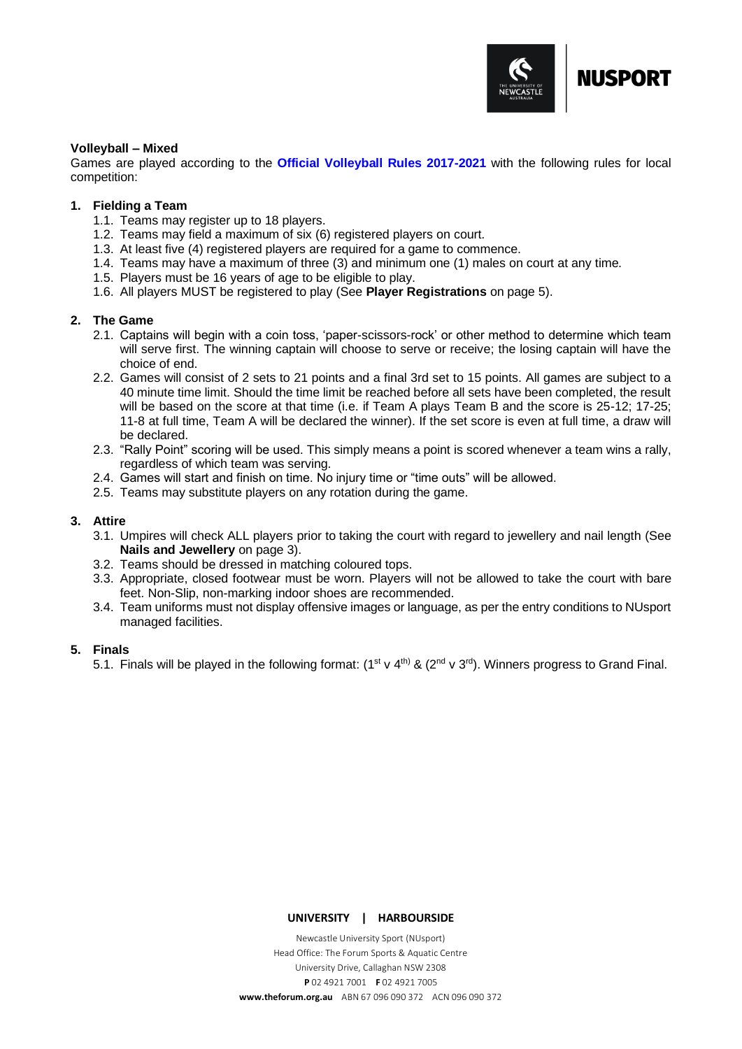**Volleyball – Mixed**

Games are played according to the **Official Volleyball Rules 2017-2021** with the following rules for local competition:

**1. Fielding a Team**

1.1. Teams may register up to 18 players.
1.2. Teams may field a maximum of six (6) registered players on court.
1.3. At least five (4) registered players are required for a game to commence.
1.4. Teams may have a maximum of three (3) and minimum one (1) males on court at any time.
1.5. Players must be 16 years of age to be eligible to play.
1.6. All players MUST be registered to play (See **Player Registrations** on page 5).

**2. The Game**

2.1. Captains will begin with a coin toss, 'paper-scissors-rock' or other method to determine which team will serve first. The winning captain will choose to serve or receive; the losing captain will have the choice of end.
2.2. Games will consist of 2 sets to 21 points and a final 3rd set to 15 points. All games are subject to a 40 minute time limit. Should the time limit be reached before all sets have been completed, the result will be based on the score at that time (i.e. if Team A plays Team B and the score is 25-12; 17-25; 11-8 at full time, Team A will be declared the winner). If the set score is even at full time, a draw will be declared.
2.3. "Rally Point" scoring will be used. This simply means a point is scored whenever a team wins a rally, regardless of which team was serving.
2.4. Games will start and finish on time. No injury time or "time outs" will be allowed.
2.5. Teams may substitute players on any rotation during the game.

**3. Attire**

3.1. Umpires will check ALL players prior to taking the court with regard to jewellery and nail length (See **Nails and Jewellery** on page 3).
3.2. Teams should be dressed in matching coloured tops.
3.3. Appropriate, closed footwear must be worn. Players will not be allowed to take the court with bare feet. Non-Slip, non-marking indoor shoes are recommended.
3.4. Team uniforms must not display offensive images or language, as per the entry conditions to NUsport managed facilities.

**5. Finals**

5.1. Finals will be played in the following format: (1st v 4th) & (2nd v 3rd). Winners progress to Grand Final.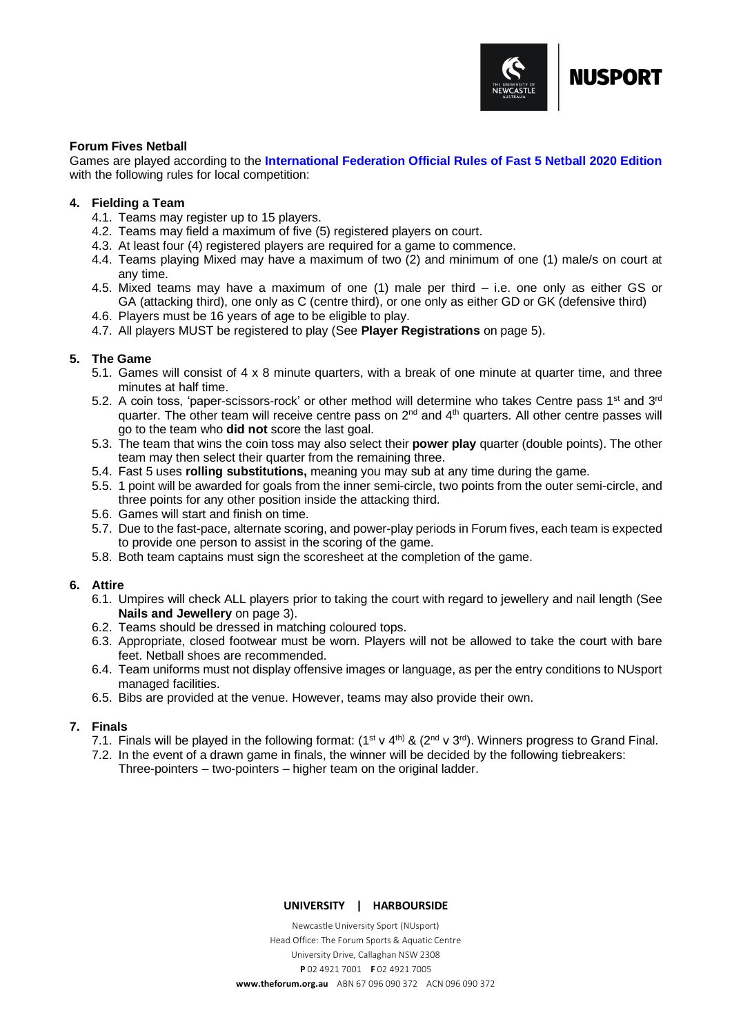## Forum Fives Netball

Games are played according to the **International Federation Official Rules of Fast 5 Netball 2020 Edition** with the following rules for local competition:

### 4. Fielding a Team

4.1. Teams may register up to 15 players.
4.2. Teams may field a maximum of five (5) registered players on court.
4.3. At least four (4) registered players are required for a game to commence.
4.4. Teams playing Mixed may have a maximum of two (2) and minimum of one (1) male/s on court at any time.
4.5. Mixed teams may have a maximum of one (1) male per third – i.e. one only as either GS or GA (attacking third), one only as C (centre third), or one only as either GD or GK (defensive third)
4.6. Players must be 16 years of age to be eligible to play.
4.7. All players MUST be registered to play (See **Player Registrations** on page 5).

### 5. The Game

5.1. Games will consist of 4 x 8 minute quarters, with a break of one minute at quarter time, and three minutes at half time.
5.2. A coin toss, 'paper-scissors-rock' or other method will determine who takes Centre pass 1st and 3rd quarter. The other team will receive centre pass on 2nd and 4th quarters. All other centre passes will go to the team who **did not** score the last goal.
5.3. The team that wins the coin toss may also select their **power play** quarter (double points). The other team may then select their quarter from the remaining three.
5.4. Fast 5 uses **rolling substitutions,** meaning you may sub at any time during the game.
5.5. 1 point will be awarded for goals from the inner semi-circle, two points from the outer semi-circle, and three points for any other position inside the attacking third.
5.6. Games will start and finish on time.
5.7. Due to the fast-pace, alternate scoring, and power-play periods in Forum fives, each team is expected to provide one person to assist in the scoring of the game.
5.8. Both team captains must sign the scoresheet at the completion of the game.

### 6. Attire

6.1. Umpires will check ALL players prior to taking the court with regard to jewellery and nail length (See **Nails and Jewellery** on page 3).
6.2. Teams should be dressed in matching coloured tops.
6.3. Appropriate, closed footwear must be worn. Players will not be allowed to take the court with bare feet. Netball shoes are recommended.
6.4. Team uniforms must not display offensive images or language, as per the entry conditions to NUsport managed facilities.
6.5. Bibs are provided at the venue. However, teams may also provide their own.

### 7. Finals

7.1. Finals will be played in the following format: (1st v 4th) & (2nd v 3rd). Winners progress to Grand Final.
7.2. In the event of a drawn game in finals, the winner will be decided by the following tiebreakers: Three-pointers – two-pointers – higher team on the original ladder.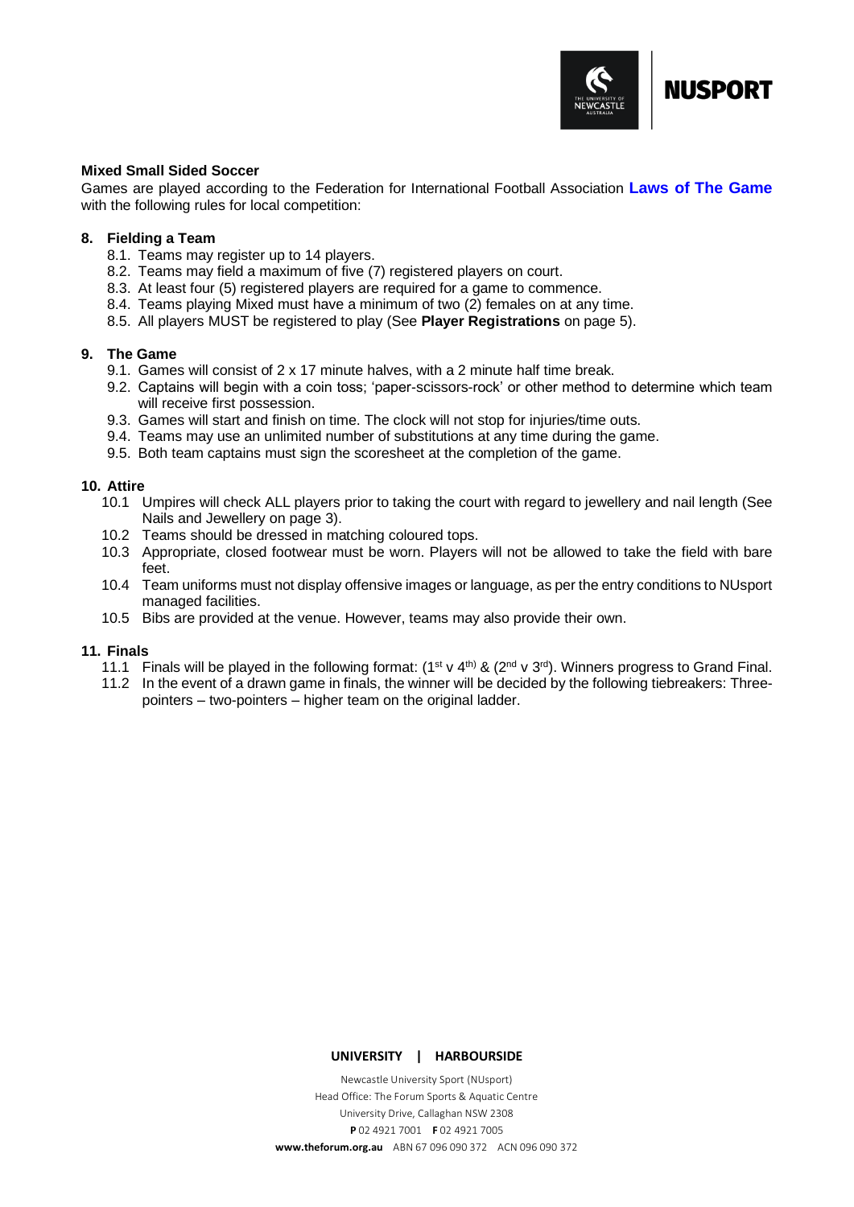**Mixed Small Sided Soccer**

Games are played according to the Federation for International Football Association **Laws of The Game** with the following rules for local competition:

## 8. Fielding a Team

- 8.1. Teams may register up to 14 players.
- 8.2. Teams may field a maximum of five (7) registered players on court.
- 8.3. At least four (5) registered players are required for a game to commence.
- 8.4. Teams playing Mixed must have a minimum of two (2) females on at any time.
- 8.5. All players MUST be registered to play (See **Player Registrations** on page 5).

## 9. The Game

- 9.1. Games will consist of 2 x 17 minute halves, with a 2 minute half time break.
- 9.2. Captains will begin with a coin toss; 'paper-scissors-rock' or other method to determine which team will receive first possession.
- 9.3. Games will start and finish on time. The clock will not stop for injuries/time outs.
- 9.4. Teams may use an unlimited number of substitutions at any time during the game.
- 9.5. Both team captains must sign the scoresheet at the completion of the game.

## 10. Attire

- 10.1 Umpires will check ALL players prior to taking the court with regard to jewellery and nail length (See Nails and Jewellery on page 3).
- 10.2 Teams should be dressed in matching coloured tops.
- 10.3 Appropriate, closed footwear must be worn. Players will not be allowed to take the field with bare feet.
- 10.4 Team uniforms must not display offensive images or language, as per the entry conditions to NUsport managed facilities.
- 10.5 Bibs are provided at the venue. However, teams may also provide their own.

## 11. Finals

- 11.1 Finals will be played in the following format: (1st v 4th) & (2nd v 3rd). Winners progress to Grand Final.
- 11.2 In the event of a drawn game in finals, the winner will be decided by the following tiebreakers: Three-pointers – two-pointers – higher team on the original ladder.

**UNIVERSITY | HARBOURSIDE**

Newcastle University Sport (NUsport)
Head Office: The Forum Sports & Aquatic Centre
University Drive, Callaghan NSW 2308
**P** 02 4921 7001 **F** 02 4921 7005
**www.theforum.org.au** ABN 67 096 090 372 ACN 096 090 372